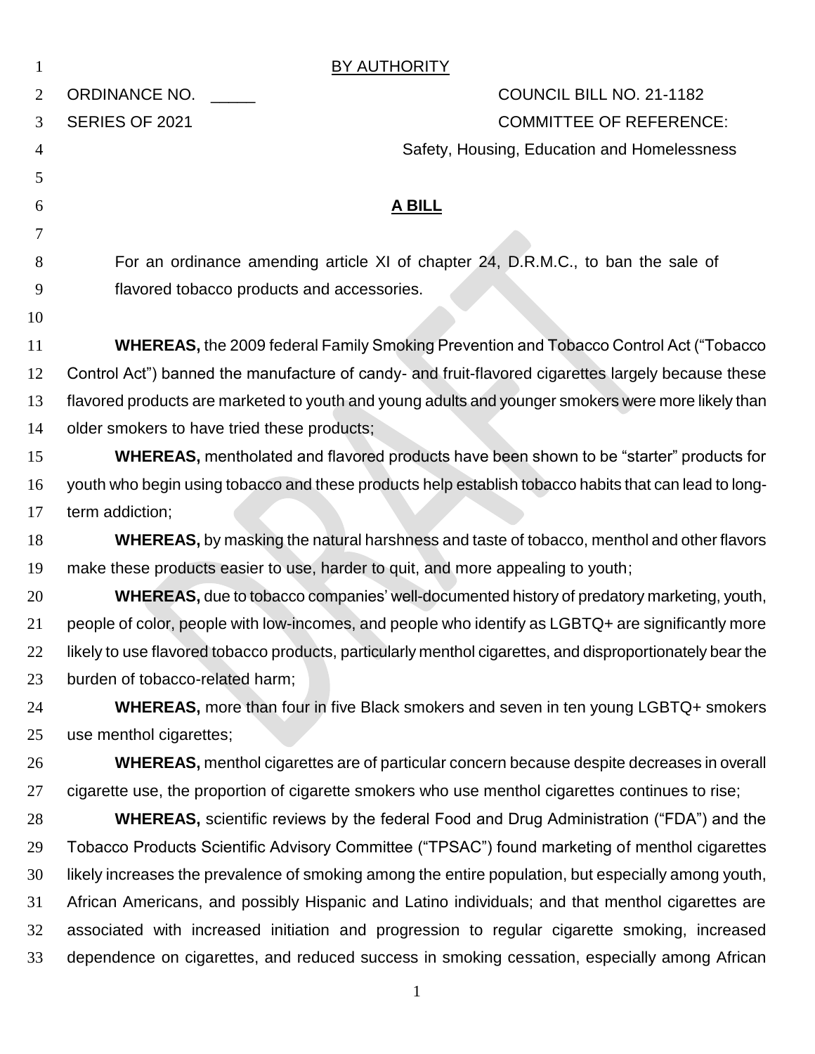BY AUTHORITY

ORDINANCE NO. _____ COUNCIL BILL NO. 21-1182

SERIES OF 2021 COMMITTEE OF REFERENCE:

Safety, Housing, Education and Homelessness

**A BILL**

For an ordinance amending article XI of chapter 24, D.R.M.C., to ban the sale of flavored tobacco products and accessories.

**WHEREAS,** the 2009 federal Family Smoking Prevention and Tobacco Control Act ("Tobacco Control Act") banned the manufacture of candy- and fruit-flavored cigarettes largely because these flavored products are marketed to youth and young adults and younger smokers were more likely than older smokers to have tried these products;

**WHEREAS,** mentholated and flavored products have been shown to be "starter" products for youth who begin using tobacco and these products help establish tobacco habits that can lead to long-term addiction;

**WHEREAS,** by masking the natural harshness and taste of tobacco, menthol and other flavors make these products easier to use, harder to quit, and more appealing to youth;

**WHEREAS,** due to tobacco companies' well-documented history of predatory marketing, youth, people of color, people with low-incomes, and people who identify as LGBTQ+ are significantly more likely to use flavored tobacco products, particularly menthol cigarettes, and disproportionately bear the burden of tobacco-related harm;

**WHEREAS,** more than four in five Black smokers and seven in ten young LGBTQ+ smokers use menthol cigarettes;

**WHEREAS,** menthol cigarettes are of particular concern because despite decreases in overall cigarette use, the proportion of cigarette smokers who use menthol cigarettes continues to rise;

**WHEREAS,** scientific reviews by the federal Food and Drug Administration ("FDA") and the Tobacco Products Scientific Advisory Committee ("TPSAC") found marketing of menthol cigarettes likely increases the prevalence of smoking among the entire population, but especially among youth, African Americans, and possibly Hispanic and Latino individuals; and that menthol cigarettes are associated with increased initiation and progression to regular cigarette smoking, increased dependence on cigarettes, and reduced success in smoking cessation, especially among African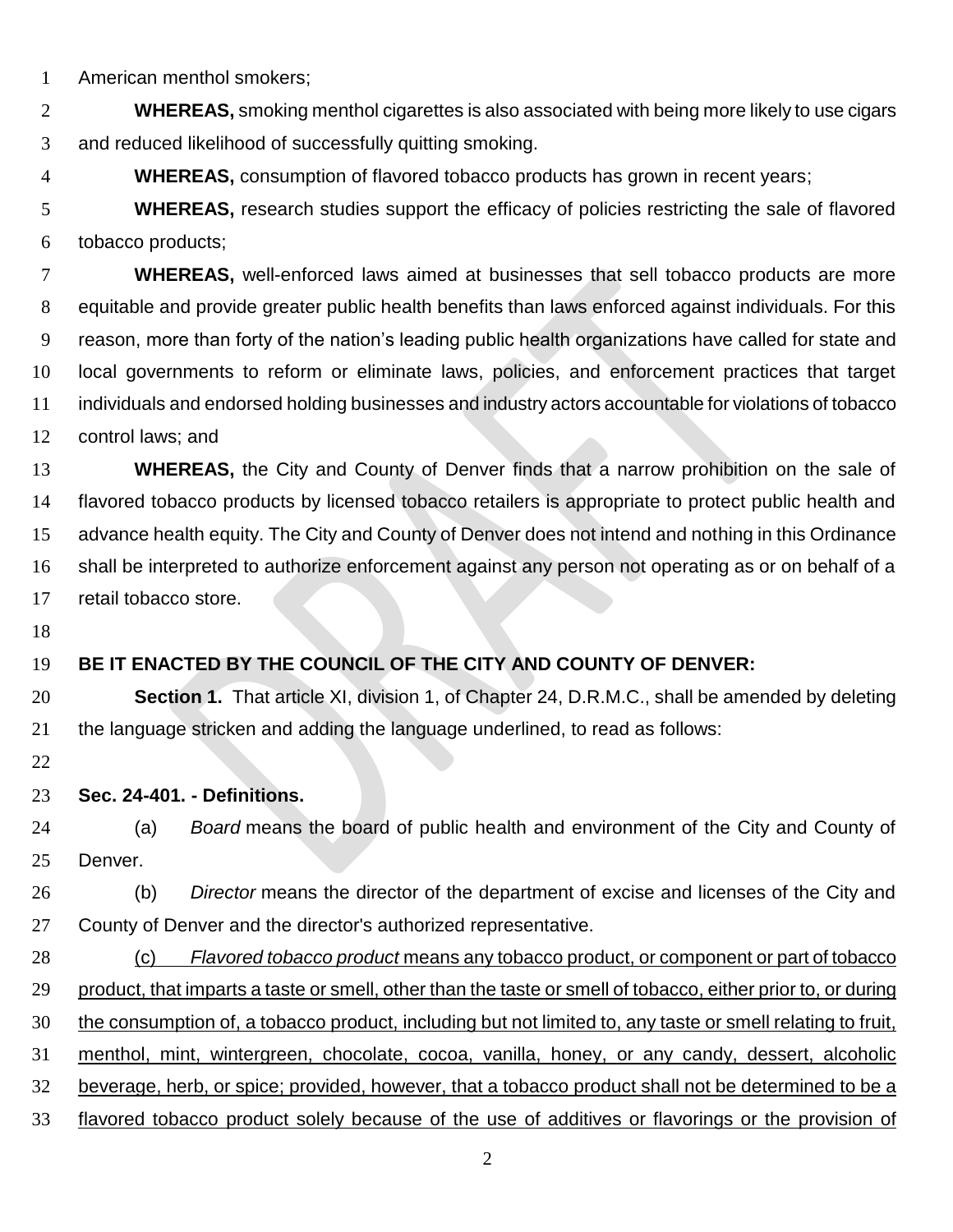American menthol smokers;

**WHEREAS,** smoking menthol cigarettes is also associated with being more likely to use cigars and reduced likelihood of successfully quitting smoking.

**WHEREAS,** consumption of flavored tobacco products has grown in recent years;

**WHEREAS,** research studies support the efficacy of policies restricting the sale of flavored tobacco products;

**WHEREAS,** well-enforced laws aimed at businesses that sell tobacco products are more equitable and provide greater public health benefits than laws enforced against individuals. For this reason, more than forty of the nation's leading public health organizations have called for state and local governments to reform or eliminate laws, policies, and enforcement practices that target individuals and endorsed holding businesses and industry actors accountable for violations of tobacco control laws; and

**WHEREAS,** the City and County of Denver finds that a narrow prohibition on the sale of flavored tobacco products by licensed tobacco retailers is appropriate to protect public health and advance health equity. The City and County of Denver does not intend and nothing in this Ordinance shall be interpreted to authorize enforcement against any person not operating as or on behalf of a retail tobacco store.

**BE IT ENACTED BY THE COUNCIL OF THE CITY AND COUNTY OF DENVER:**

**Section 1.** That article XI, division 1, of Chapter 24, D.R.M.C., shall be amended by deleting the language stricken and adding the language underlined, to read as follows:

**Sec. 24-401. - Definitions.**

(a) *Board* means the board of public health and environment of the City and County of Denver.

(b) *Director* means the director of the department of excise and licenses of the City and County of Denver and the director's authorized representative.

<u>(c) *Flavored tobacco product* means any tobacco product, or component or part of tobacco product, that imparts a taste or smell, other than the taste or smell of tobacco, either prior to, or during the consumption of, a tobacco product, including but not limited to, any taste or smell relating to fruit, menthol, mint, wintergreen, chocolate, cocoa, vanilla, honey, or any candy, dessert, alcoholic beverage, herb, or spice; provided, however, that a tobacco product shall not be determined to be a flavored tobacco product solely because of the use of additives or flavorings or the provision of</u>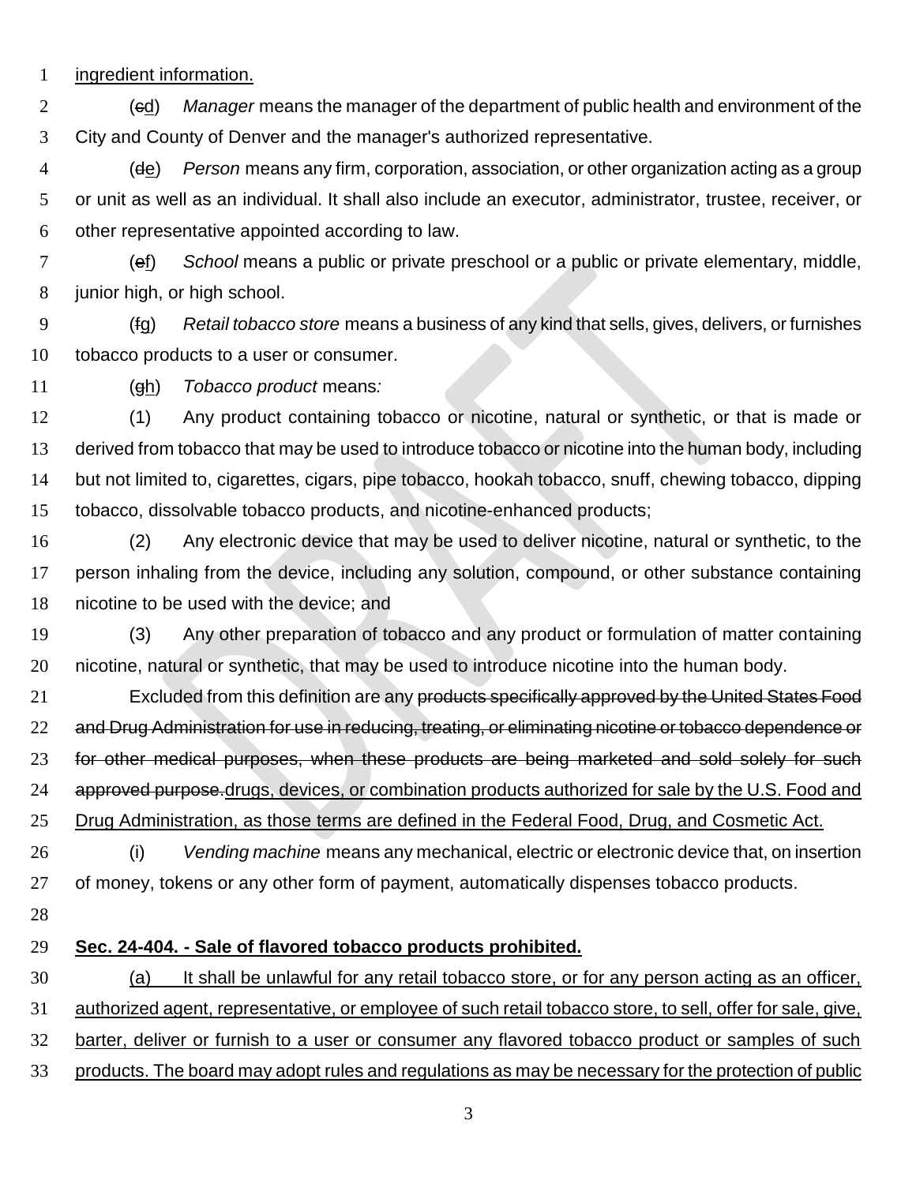ingredient information.

(~~c~~d) *Manager* means the manager of the department of public health and environment of the City and County of Denver and the manager's authorized representative.

(~~d~~e) *Person* means any firm, corporation, association, or other organization acting as a group or unit as well as an individual. It shall also include an executor, administrator, trustee, receiver, or other representative appointed according to law.

(~~e~~f) *School* means a public or private preschool or a public or private elementary, middle, junior high, or high school.

(~~f~~g) *Retail tobacco store* means a business of any kind that sells, gives, delivers, or furnishes tobacco products to a user or consumer.

(~~g~~h) *Tobacco product* means*:*

(1) Any product containing tobacco or nicotine, natural or synthetic, or that is made or derived from tobacco that may be used to introduce tobacco or nicotine into the human body, including but not limited to, cigarettes, cigars, pipe tobacco, hookah tobacco, snuff, chewing tobacco, dipping tobacco, dissolvable tobacco products, and nicotine-enhanced products;

(2) Any electronic device that may be used to deliver nicotine, natural or synthetic, to the person inhaling from the device, including any solution, compound, or other substance containing nicotine to be used with the device; and

(3) Any other preparation of tobacco and any product or formulation of matter containing nicotine, natural or synthetic, that may be used to introduce nicotine into the human body.

Excluded from this definition are any ~~products specifically approved by the United States Food and Drug Administration for use in reducing, treating, or eliminating nicotine or tobacco dependence or for other medical purposes, when these products are being marketed and sold solely for such approved purpose.~~<u>drugs, devices, or combination products authorized for sale by the U.S. Food and Drug Administration, as those terms are defined in the Federal Food, Drug, and Cosmetic Act.</u>

(i) *Vending machine* means any mechanical, electric or electronic device that, on insertion of money, tokens or any other form of payment, automatically dispenses tobacco products.

**<u>Sec. 24-404. - Sale of flavored tobacco products prohibited.</u>**

<u>(a) It shall be unlawful for any retail tobacco store, or for any person acting as an officer, authorized agent, representative, or employee of such retail tobacco store, to sell, offer for sale, give, barter, deliver or furnish to a user or consumer any flavored tobacco product or samples of such products. The board may adopt rules and regulations as may be necessary for the protection of public</u>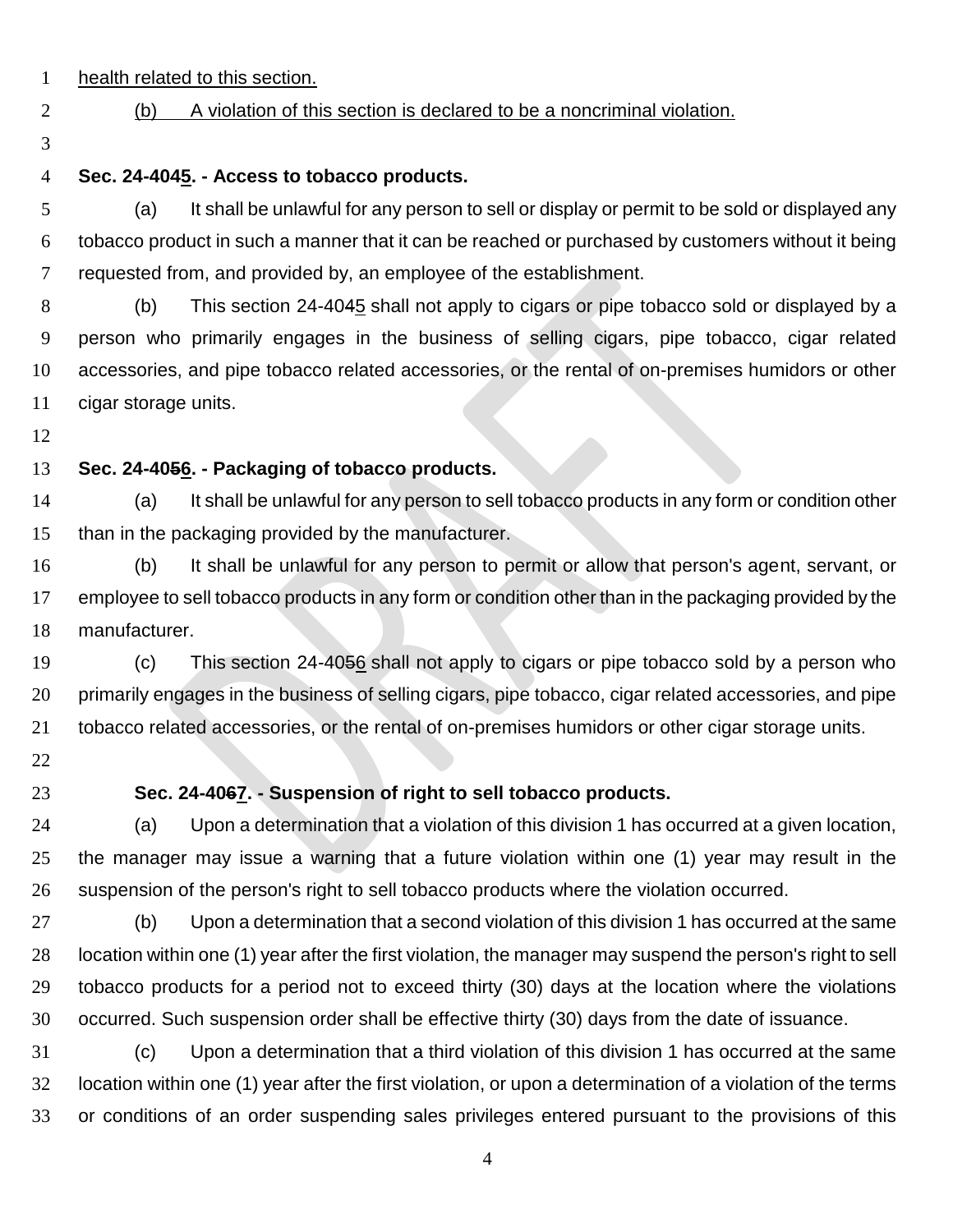health related to this section.

(b) A violation of this section is declared to be a noncriminal violation.

**Sec. 24-4045. - Access to tobacco products.**

(a) It shall be unlawful for any person to sell or display or permit to be sold or displayed any tobacco product in such a manner that it can be reached or purchased by customers without it being requested from, and provided by, an employee of the establishment.

(b) This section 24-4045 shall not apply to cigars or pipe tobacco sold or displayed by a person who primarily engages in the business of selling cigars, pipe tobacco, cigar related accessories, and pipe tobacco related accessories, or the rental of on-premises humidors or other cigar storage units.

**Sec. 24-4056. - Packaging of tobacco products.**

(a) It shall be unlawful for any person to sell tobacco products in any form or condition other than in the packaging provided by the manufacturer.

(b) It shall be unlawful for any person to permit or allow that person's agent, servant, or employee to sell tobacco products in any form or condition other than in the packaging provided by the manufacturer.

(c) This section 24-4056 shall not apply to cigars or pipe tobacco sold by a person who primarily engages in the business of selling cigars, pipe tobacco, cigar related accessories, and pipe tobacco related accessories, or the rental of on-premises humidors or other cigar storage units.

**Sec. 24-4067. - Suspension of right to sell tobacco products.**

(a) Upon a determination that a violation of this division 1 has occurred at a given location, the manager may issue a warning that a future violation within one (1) year may result in the suspension of the person's right to sell tobacco products where the violation occurred.

(b) Upon a determination that a second violation of this division 1 has occurred at the same location within one (1) year after the first violation, the manager may suspend the person's right to sell tobacco products for a period not to exceed thirty (30) days at the location where the violations occurred. Such suspension order shall be effective thirty (30) days from the date of issuance.

(c) Upon a determination that a third violation of this division 1 has occurred at the same location within one (1) year after the first violation, or upon a determination of a violation of the terms or conditions of an order suspending sales privileges entered pursuant to the provisions of this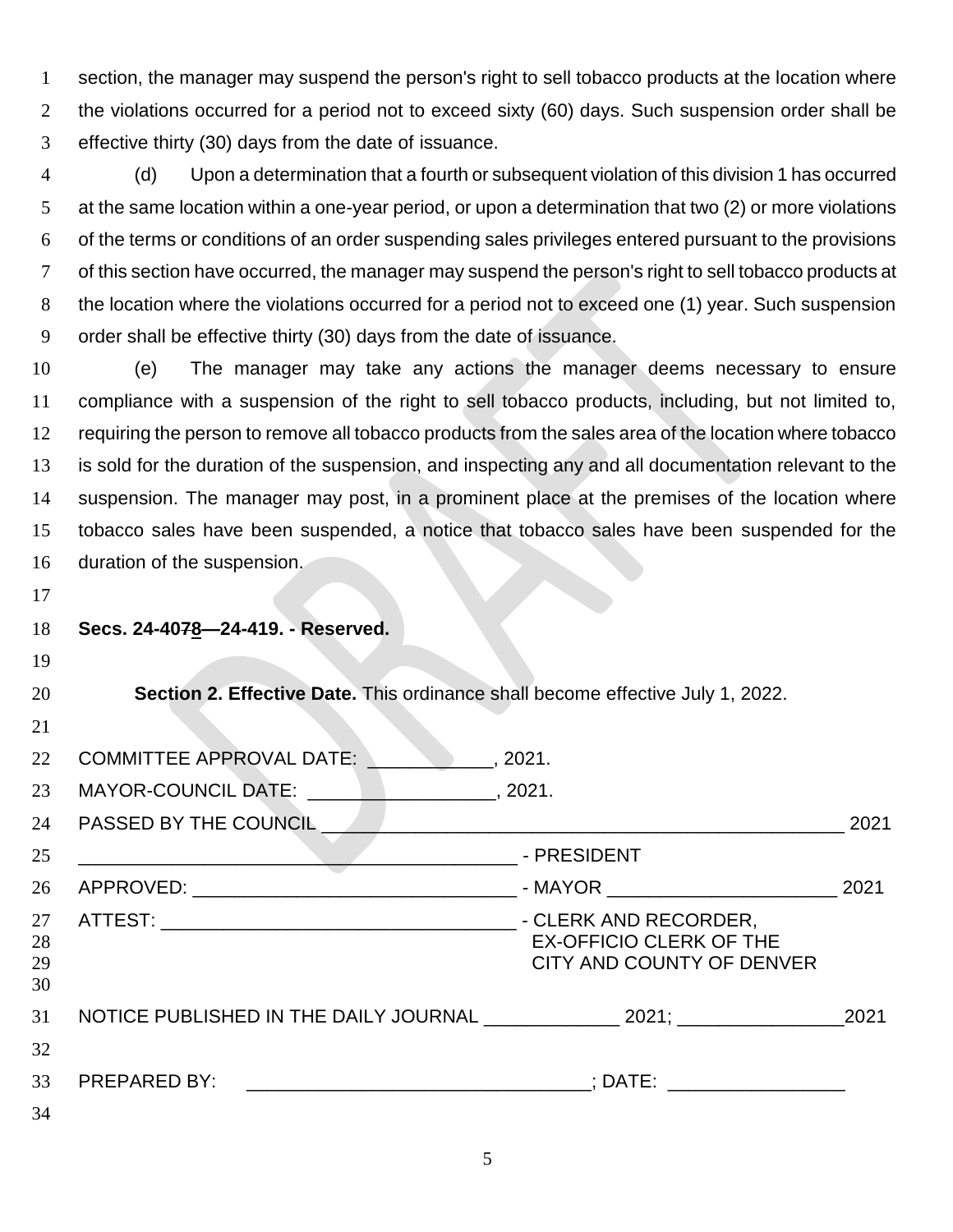section, the manager may suspend the person's right to sell tobacco products at the location where the violations occurred for a period not to exceed sixty (60) days. Such suspension order shall be effective thirty (30) days from the date of issuance.

(d) Upon a determination that a fourth or subsequent violation of this division 1 has occurred at the same location within a one-year period, or upon a determination that two (2) or more violations of the terms or conditions of an order suspending sales privileges entered pursuant to the provisions of this section have occurred, the manager may suspend the person's right to sell tobacco products at the location where the violations occurred for a period not to exceed one (1) year. Such suspension order shall be effective thirty (30) days from the date of issuance.

(e) The manager may take any actions the manager deems necessary to ensure compliance with a suspension of the right to sell tobacco products, including, but not limited to, requiring the person to remove all tobacco products from the sales area of the location where tobacco is sold for the duration of the suspension, and inspecting any and all documentation relevant to the suspension. The manager may post, in a prominent place at the premises of the location where tobacco sales have been suspended, a notice that tobacco sales have been suspended for the duration of the suspension.

**Secs. 24-40~~7~~8—24-419. - Reserved.**

**Section 2. Effective Date.** This ordinance shall become effective July 1, 2022.

COMMITTEE APPROVAL DATE: ____________, 2021.

MAYOR-COUNCIL DATE: __________________, 2021.

PASSED BY THE COUNCIL _____________________________________________________ 2021

__________________________________________ - PRESIDENT

APPROVED: _______________________________ - MAYOR ______________________ 2021

ATTEST: __________________________________ - CLERK AND RECORDER,
EX-OFFICIO CLERK OF THE
CITY AND COUNTY OF DENVER

NOTICE PUBLISHED IN THE DAILY JOURNAL _____________ 2021; ________________2021

PREPARED BY: ________________________________; DATE: _________________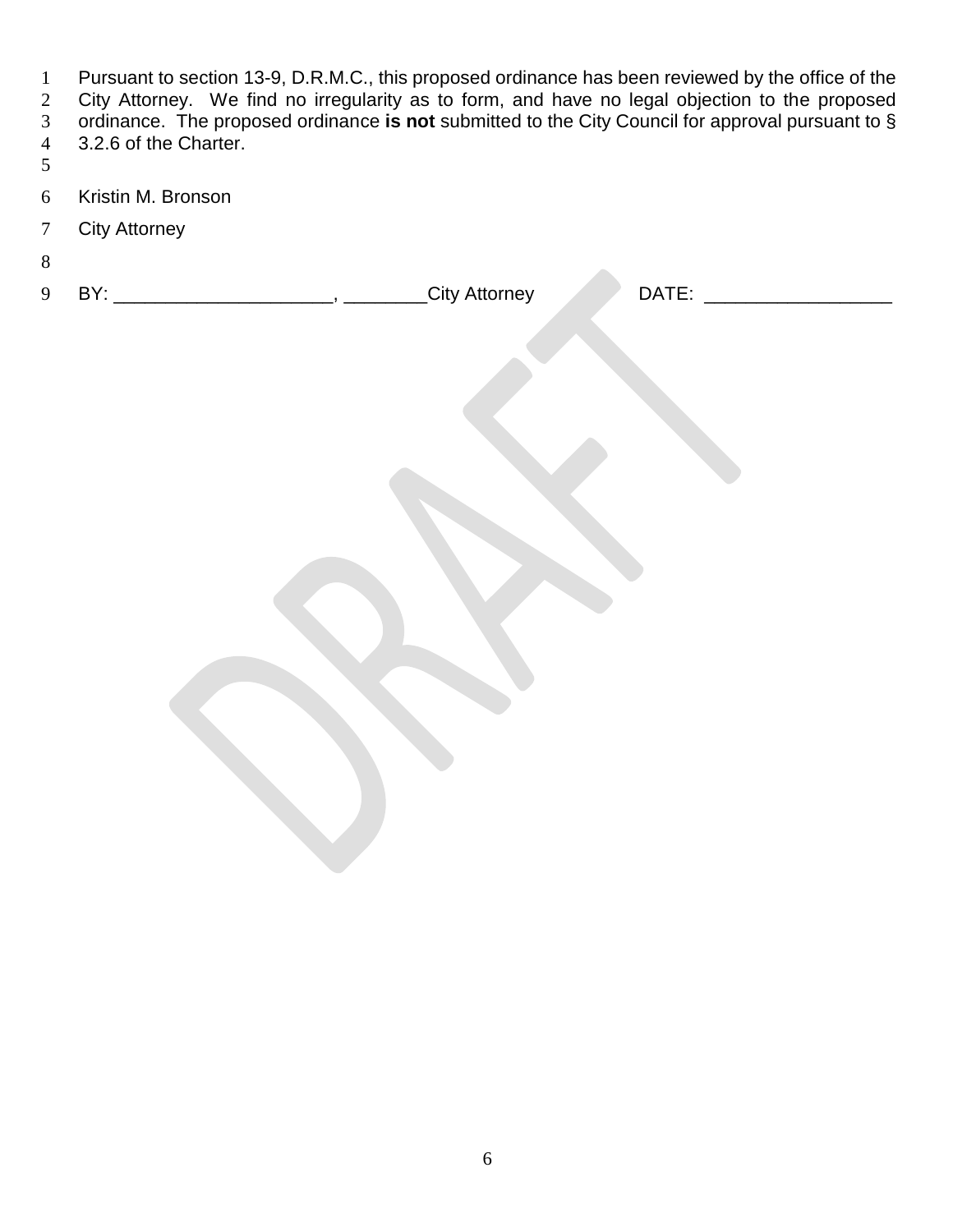Pursuant to section 13-9, D.R.M.C., this proposed ordinance has been reviewed by the office of the City Attorney. We find no irregularity as to form, and have no legal objection to the proposed ordinance. The proposed ordinance **is not** submitted to the City Council for approval pursuant to § 3.2.6 of the Charter.

Kristin M. Bronson

City Attorney

BY: _____________________, ________City Attorney DATE: __________________